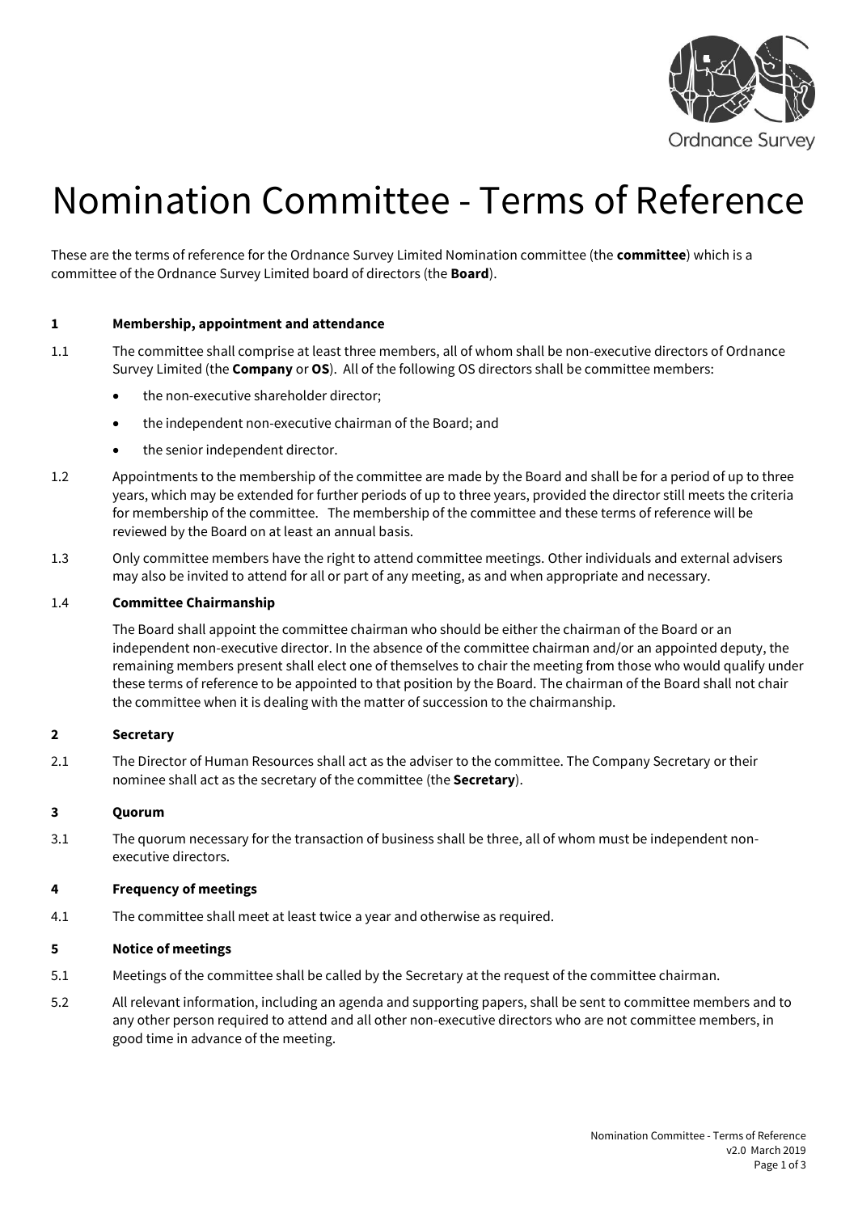# Nomination Committee - Terms of Reference

These are the terms of reference for the Ordnance Survey Limited Nomination committee (the **committee**) which is a committee of the Ordnance Survey Limited board of directors (the **Board**).

**1 Membership, appointment and attendance**

1.1 The committee shall comprise at least three members, all of whom shall be non-executive directors of Ordnance Survey Limited (the **Company** or **OS**). All of the following OS directors shall be committee members:

- the non-executive shareholder director;
- the independent non-executive chairman of the Board; and
- the senior independent director.

1.2 Appointments to the membership of the committee are made by the Board and shall be for a period of up to three years, which may be extended for further periods of up to three years, provided the director still meets the criteria for membership of the committee. The membership of the committee and these terms of reference will be reviewed by the Board on at least an annual basis.

1.3 Only committee members have the right to attend committee meetings. Other individuals and external advisers may also be invited to attend for all or part of any meeting, as and when appropriate and necessary.

1.4 **Committee Chairmanship**

The Board shall appoint the committee chairman who should be either the chairman of the Board or an independent non-executive director. In the absence of the committee chairman and/or an appointed deputy, the remaining members present shall elect one of themselves to chair the meeting from those who would qualify under these terms of reference to be appointed to that position by the Board. The chairman of the Board shall not chair the committee when it is dealing with the matter of succession to the chairmanship.

**2 Secretary**

2.1 The Director of Human Resources shall act as the adviser to the committee. The Company Secretary or their nominee shall act as the secretary of the committee (the **Secretary**).

**3 Quorum**

3.1 The quorum necessary for the transaction of business shall be three, all of whom must be independent non-executive directors.

**4 Frequency of meetings**

4.1 The committee shall meet at least twice a year and otherwise as required.

**5 Notice of meetings**

5.1 Meetings of the committee shall be called by the Secretary at the request of the committee chairman.

5.2 All relevant information, including an agenda and supporting papers, shall be sent to committee members and to any other person required to attend and all other non-executive directors who are not committee members, in good time in advance of the meeting.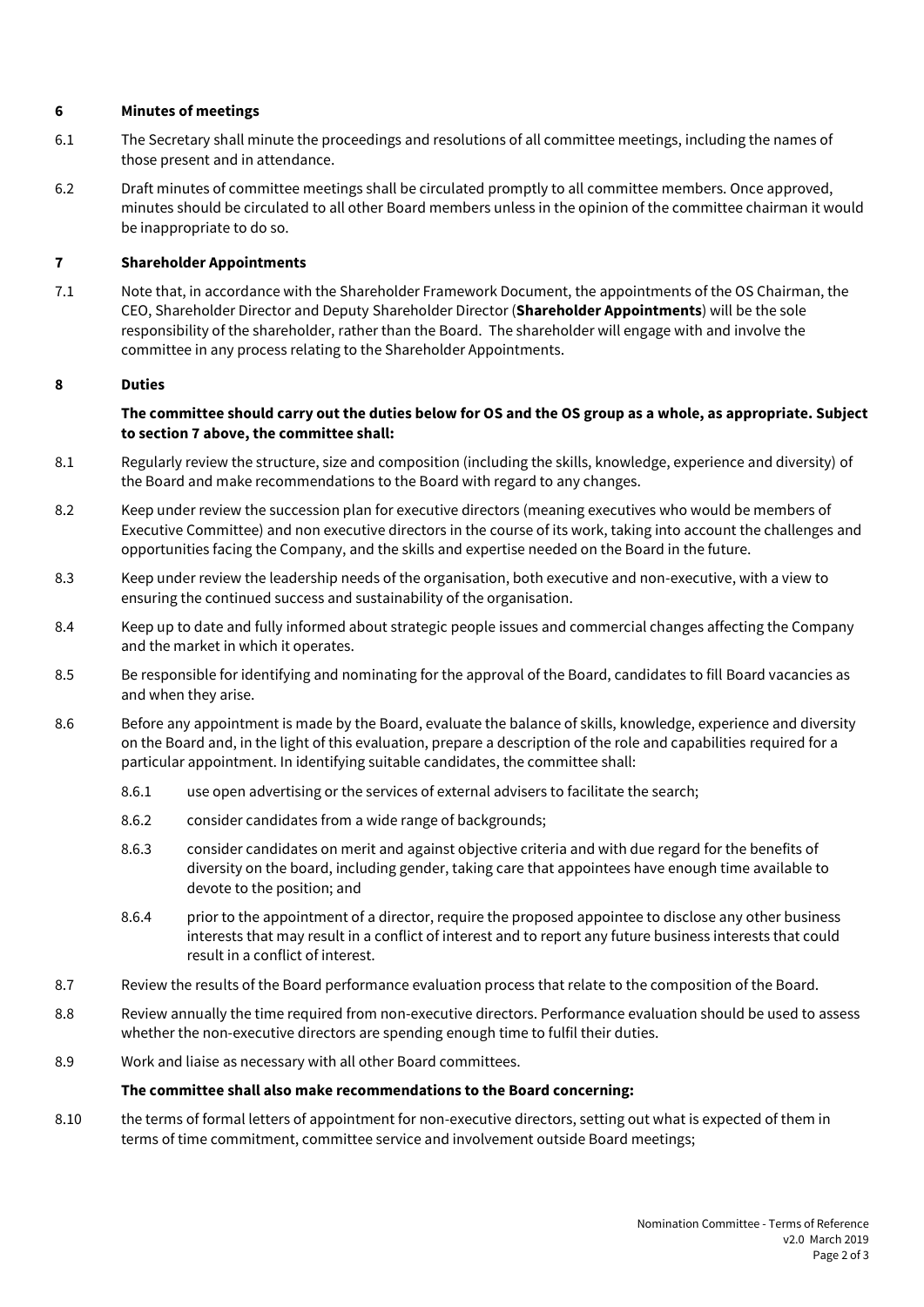## 6 Minutes of meetings

6.1 The Secretary shall minute the proceedings and resolutions of all committee meetings, including the names of those present and in attendance.

6.2 Draft minutes of committee meetings shall be circulated promptly to all committee members. Once approved, minutes should be circulated to all other Board members unless in the opinion of the committee chairman it would be inappropriate to do so.

## 7 Shareholder Appointments

7.1 Note that, in accordance with the Shareholder Framework Document, the appointments of the OS Chairman, the CEO, Shareholder Director and Deputy Shareholder Director (**Shareholder Appointments**) will be the sole responsibility of the shareholder, rather than the Board. The shareholder will engage with and involve the committee in any process relating to the Shareholder Appointments.

## 8 Duties

**The committee should carry out the duties below for OS and the OS group as a whole, as appropriate. Subject to section 7 above, the committee shall:**

8.1 Regularly review the structure, size and composition (including the skills, knowledge, experience and diversity) of the Board and make recommendations to the Board with regard to any changes.

8.2 Keep under review the succession plan for executive directors (meaning executives who would be members of Executive Committee) and non executive directors in the course of its work, taking into account the challenges and opportunities facing the Company, and the skills and expertise needed on the Board in the future.

8.3 Keep under review the leadership needs of the organisation, both executive and non-executive, with a view to ensuring the continued success and sustainability of the organisation.

8.4 Keep up to date and fully informed about strategic people issues and commercial changes affecting the Company and the market in which it operates.

8.5 Be responsible for identifying and nominating for the approval of the Board, candidates to fill Board vacancies as and when they arise.

8.6 Before any appointment is made by the Board, evaluate the balance of skills, knowledge, experience and diversity on the Board and, in the light of this evaluation, prepare a description of the role and capabilities required for a particular appointment. In identifying suitable candidates, the committee shall:

- 8.6.1 use open advertising or the services of external advisers to facilitate the search;
- 8.6.2 consider candidates from a wide range of backgrounds;
- 8.6.3 consider candidates on merit and against objective criteria and with due regard for the benefits of diversity on the board, including gender, taking care that appointees have enough time available to devote to the position; and
- 8.6.4 prior to the appointment of a director, require the proposed appointee to disclose any other business interests that may result in a conflict of interest and to report any future business interests that could result in a conflict of interest.

8.7 Review the results of the Board performance evaluation process that relate to the composition of the Board.

8.8 Review annually the time required from non-executive directors. Performance evaluation should be used to assess whether the non-executive directors are spending enough time to fulfil their duties.

8.9 Work and liaise as necessary with all other Board committees.

**The committee shall also make recommendations to the Board concerning:**

8.10 the terms of formal letters of appointment for non-executive directors, setting out what is expected of them in terms of time commitment, committee service and involvement outside Board meetings;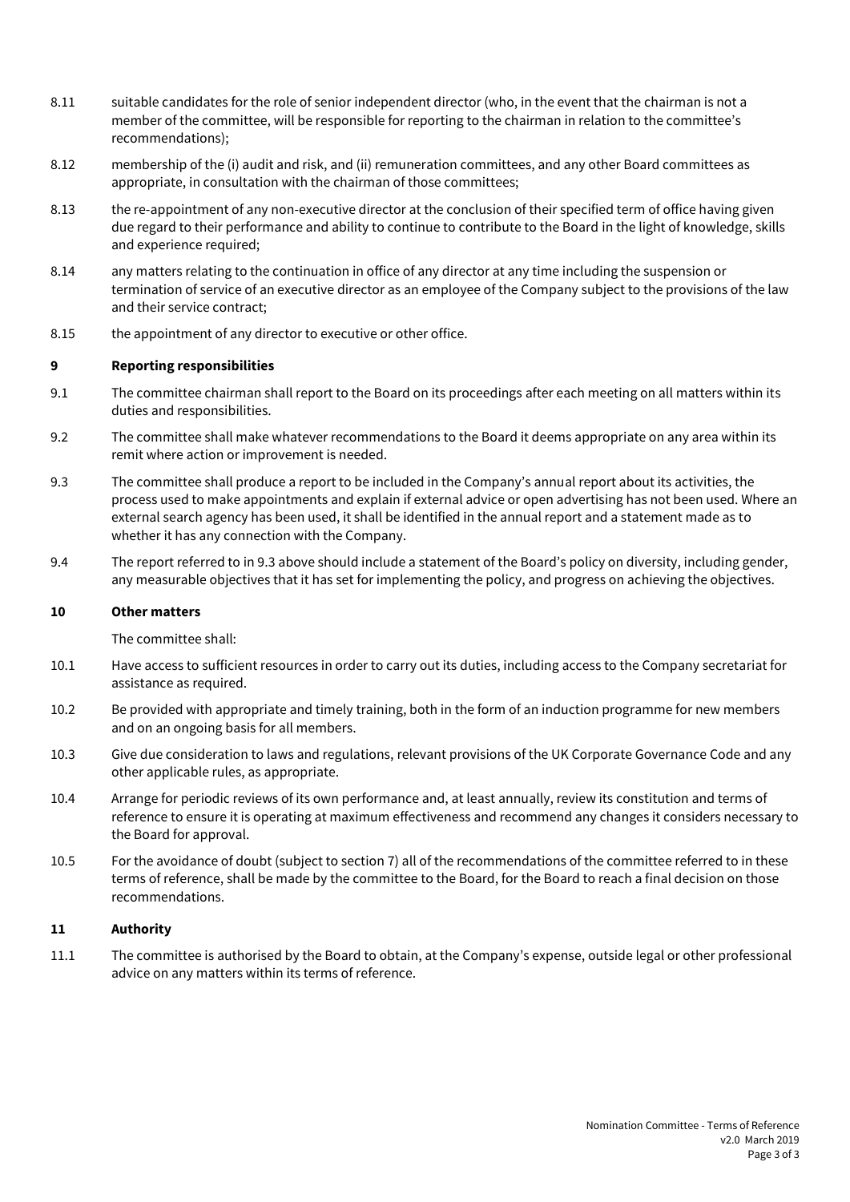8.11 suitable candidates for the role of senior independent director (who, in the event that the chairman is not a member of the committee, will be responsible for reporting to the chairman in relation to the committee's recommendations);

8.12 membership of the (i) audit and risk, and (ii) remuneration committees, and any other Board committees as appropriate, in consultation with the chairman of those committees;

8.13 the re-appointment of any non-executive director at the conclusion of their specified term of office having given due regard to their performance and ability to continue to contribute to the Board in the light of knowledge, skills and experience required;

8.14 any matters relating to the continuation in office of any director at any time including the suspension or termination of service of an executive director as an employee of the Company subject to the provisions of the law and their service contract;

8.15 the appointment of any director to executive or other office.

## 9 Reporting responsibilities

9.1 The committee chairman shall report to the Board on its proceedings after each meeting on all matters within its duties and responsibilities.

9.2 The committee shall make whatever recommendations to the Board it deems appropriate on any area within its remit where action or improvement is needed.

9.3 The committee shall produce a report to be included in the Company's annual report about its activities, the process used to make appointments and explain if external advice or open advertising has not been used. Where an external search agency has been used, it shall be identified in the annual report and a statement made as to whether it has any connection with the Company.

9.4 The report referred to in 9.3 above should include a statement of the Board's policy on diversity, including gender, any measurable objectives that it has set for implementing the policy, and progress on achieving the objectives.

## 10 Other matters

The committee shall:

10.1 Have access to sufficient resources in order to carry out its duties, including access to the Company secretariat for assistance as required.

10.2 Be provided with appropriate and timely training, both in the form of an induction programme for new members and on an ongoing basis for all members.

10.3 Give due consideration to laws and regulations, relevant provisions of the UK Corporate Governance Code and any other applicable rules, as appropriate.

10.4 Arrange for periodic reviews of its own performance and, at least annually, review its constitution and terms of reference to ensure it is operating at maximum effectiveness and recommend any changes it considers necessary to the Board for approval.

10.5 For the avoidance of doubt (subject to section 7) all of the recommendations of the committee referred to in these terms of reference, shall be made by the committee to the Board, for the Board to reach a final decision on those recommendations.

## 11 Authority

11.1 The committee is authorised by the Board to obtain, at the Company's expense, outside legal or other professional advice on any matters within its terms of reference.